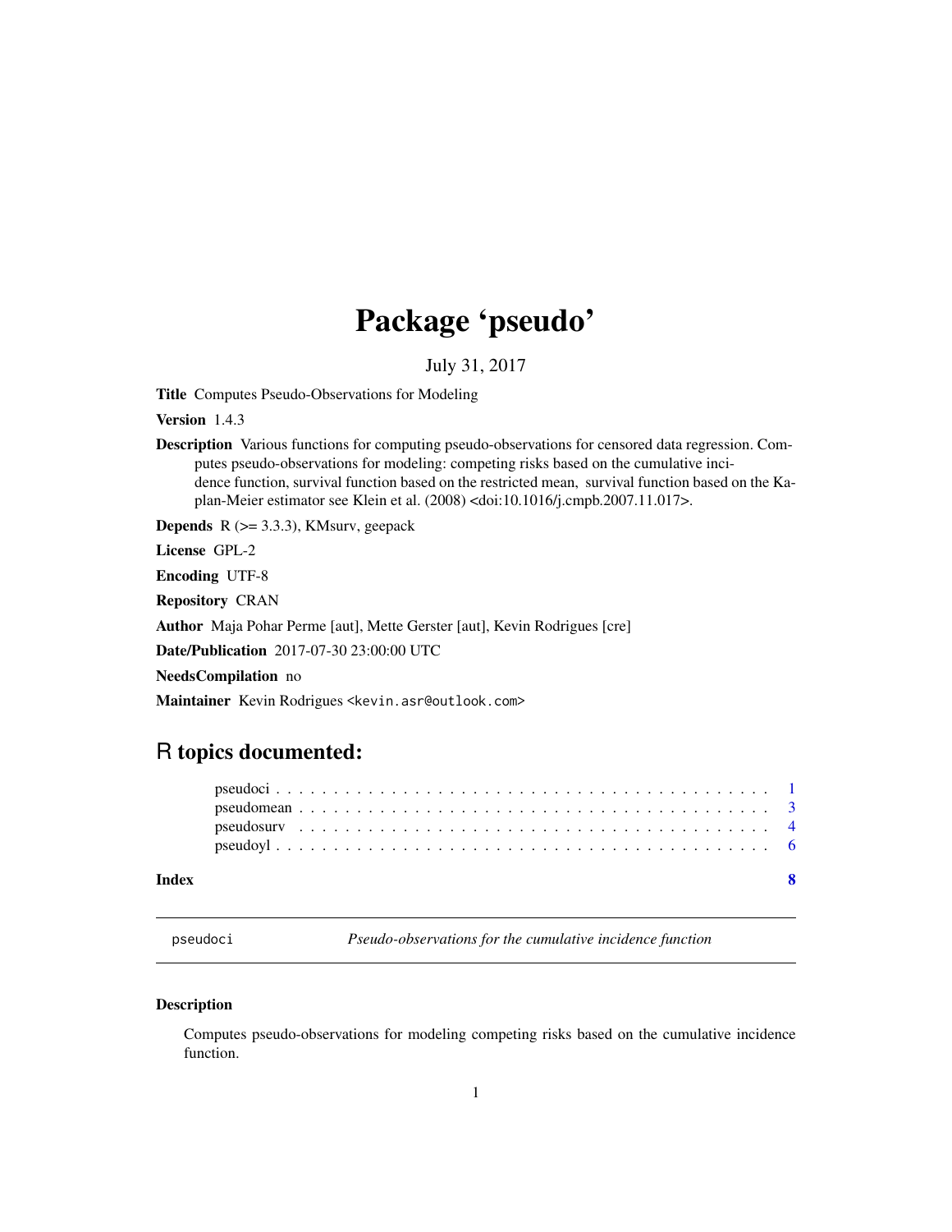# Package 'pseudo'

July 31, 2017

**Title** Computes Pseudo-Observations for Modeling

**Version** 1.4.3

**Description** Various functions for computing pseudo-observations for censored data regression. Computes pseudo-observations for modeling: competing risks based on the cumulative incidence function, survival function based on the restricted mean, survival function based on the Kaplan-Meier estimator see Klein et al. (2008) <doi:10.1016/j.cmpb.2007.11.017>.

**Depends** R (>= 3.3.3), KMsurv, geepack

**License** GPL-2

**Encoding** UTF-8

**Repository** CRAN

**Author** Maja Pohar Perme [aut], Mette Gerster [aut], Kevin Rodrigues [cre]

**Date/Publication** 2017-07-30 23:00:00 UTC

**NeedsCompilation** no

**Maintainer** Kevin Rodrigues <kevin.asr@outlook.com>

## R topics documented:

- pseudoci . . . . . . . . . . . . . . . . . . . . . . . . . . . . . . . . . . . . . . . . . . . 1
- pseudomean . . . . . . . . . . . . . . . . . . . . . . . . . . . . . . . . . . . . . . . . . 3
- pseudosurv . . . . . . . . . . . . . . . . . . . . . . . . . . . . . . . . . . . . . . . . . . 4
- pseudoyl . . . . . . . . . . . . . . . . . . . . . . . . . . . . . . . . . . . . . . . . . . . 6

**Index** 8

---

`pseudoci` *Pseudo-observations for the cumulative incidence function*

---

### Description

Computes pseudo-observations for modeling competing risks based on the cumulative incidence function.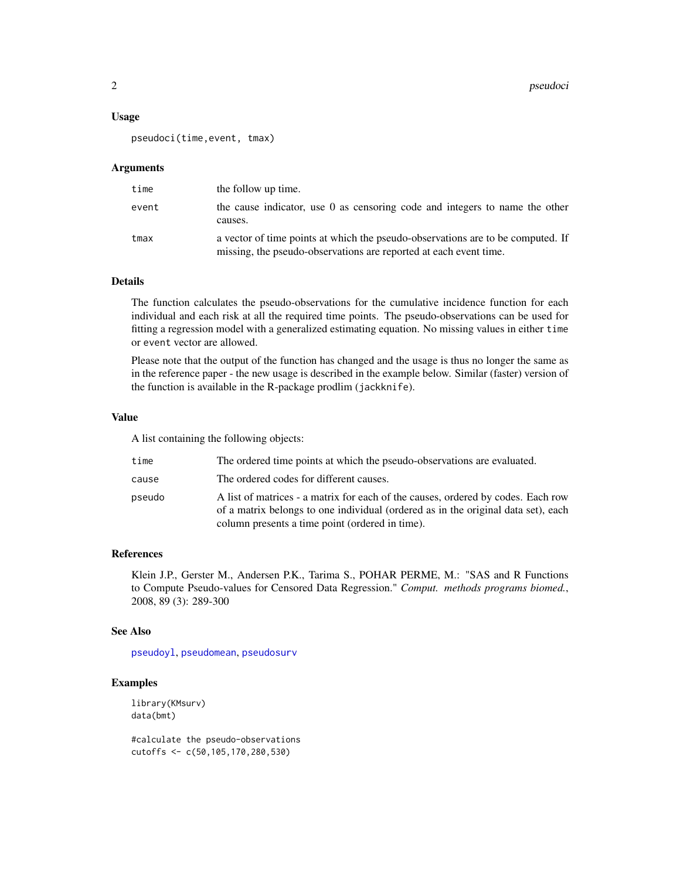## Usage

```
pseudoci(time,event, tmax)
```

## Arguments

| | |
|---|---|
| time | the follow up time. |
| event | the cause indicator, use 0 as censoring code and integers to name the other causes. |
| tmax | a vector of time points at which the pseudo-observations are to be computed. If missing, the pseudo-observations are reported at each event time. |

## Details

The function calculates the pseudo-observations for the cumulative incidence function for each individual and each risk at all the required time points. The pseudo-observations can be used for fitting a regression model with a generalized estimating equation. No missing values in either `time` or `event` vector are allowed.

Please note that the output of the function has changed and the usage is thus no longer the same as in the reference paper - the new usage is described in the example below. Similar (faster) version of the function is available in the R-package prodlim (`jackknife`).

## Value

A list containing the following objects:

| | |
|---|---|
| time | The ordered time points at which the pseudo-observations are evaluated. |
| cause | The ordered codes for different causes. |
| pseudo | A list of matrices - a matrix for each of the causes, ordered by codes. Each row of a matrix belongs to one individual (ordered as in the original data set), each column presents a time point (ordered in time). |

## References

Klein J.P., Gerster M., Andersen P.K., Tarima S., POHAR PERME, M.: "SAS and R Functions to Compute Pseudo-values for Censored Data Regression." *Comput. methods programs biomed.*, 2008, 89 (3): 289-300

## See Also

pseudoyl, pseudomean, pseudosurv

## Examples

```
library(KMsurv)
data(bmt)

#calculate the pseudo-observations
cutoffs <- c(50,105,170,280,530)
```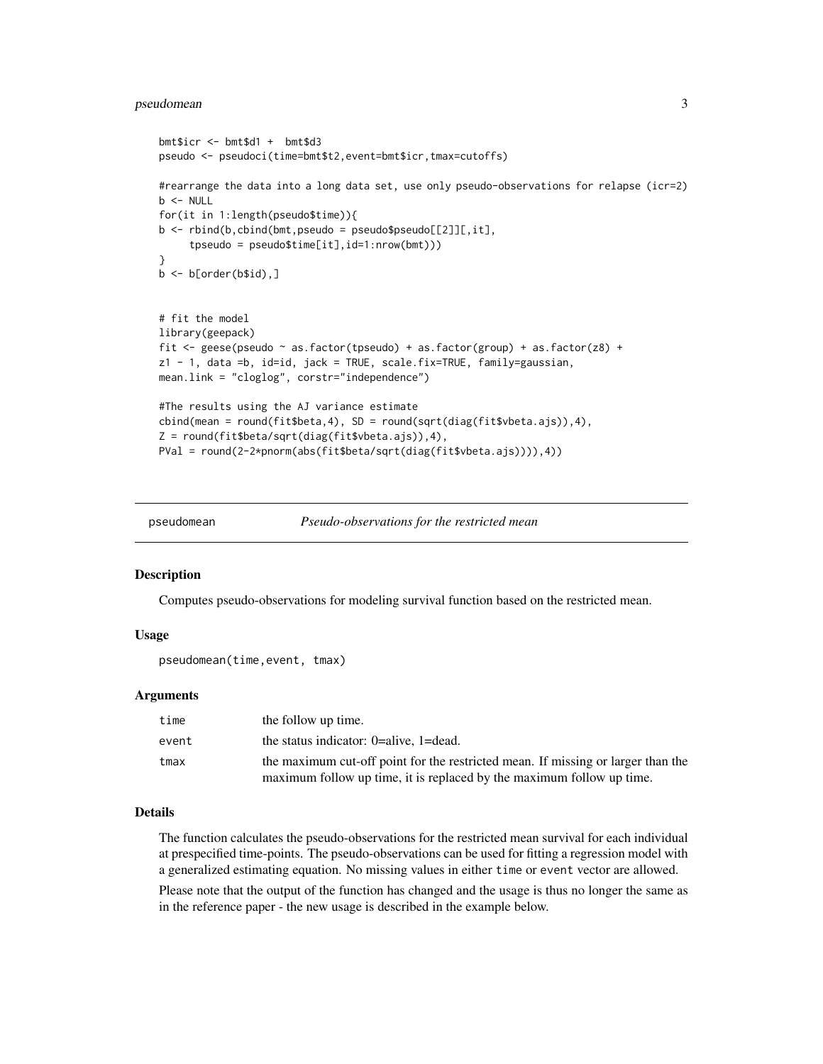```
bmt$icr <- bmt$d1 +  bmt$d3
pseudo <- pseudoci(time=bmt$t2,event=bmt$icr,tmax=cutoffs)

#rearrange the data into a long data set, use only pseudo-observations for relapse (icr=2)
b <- NULL
for(it in 1:length(pseudo$time)){
b <- rbind(b,cbind(bmt,pseudo = pseudo$pseudo[[2]][,it],
     tpseudo = pseudo$time[it],id=1:nrow(bmt)))
}
b <- b[order(b$id),]


# fit the model
library(geepack)
fit <- geese(pseudo ~ as.factor(tpseudo) + as.factor(group) + as.factor(z8) +
z1 - 1, data =b, id=id, jack = TRUE, scale.fix=TRUE, family=gaussian,
mean.link = "cloglog", corstr="independence")

#The results using the AJ variance estimate
cbind(mean = round(fit$beta,4), SD = round(sqrt(diag(fit$vbeta.ajs)),4),
Z = round(fit$beta/sqrt(diag(fit$vbeta.ajs)),4),
PVal = round(2-2*pnorm(abs(fit$beta/sqrt(diag(fit$vbeta.ajs)))),4))
```

## pseudomean — *Pseudo-observations for the restricted mean*

### Description

Computes pseudo-observations for modeling survival function based on the restricted mean.

### Usage

```
pseudomean(time,event, tmax)
```

### Arguments

| | |
|---|---|
| `time` | the follow up time. |
| `event` | the status indicator: 0=alive, 1=dead. |
| `tmax` | the maximum cut-off point for the restricted mean. If missing or larger than the maximum follow up time, it is replaced by the maximum follow up time. |

### Details

The function calculates the pseudo-observations for the restricted mean survival for each individual at prespecified time-points. The pseudo-observations can be used for fitting a regression model with a generalized estimating equation. No missing values in either `time` or `event` vector are allowed.

Please note that the output of the function has changed and the usage is thus no longer the same as in the reference paper - the new usage is described in the example below.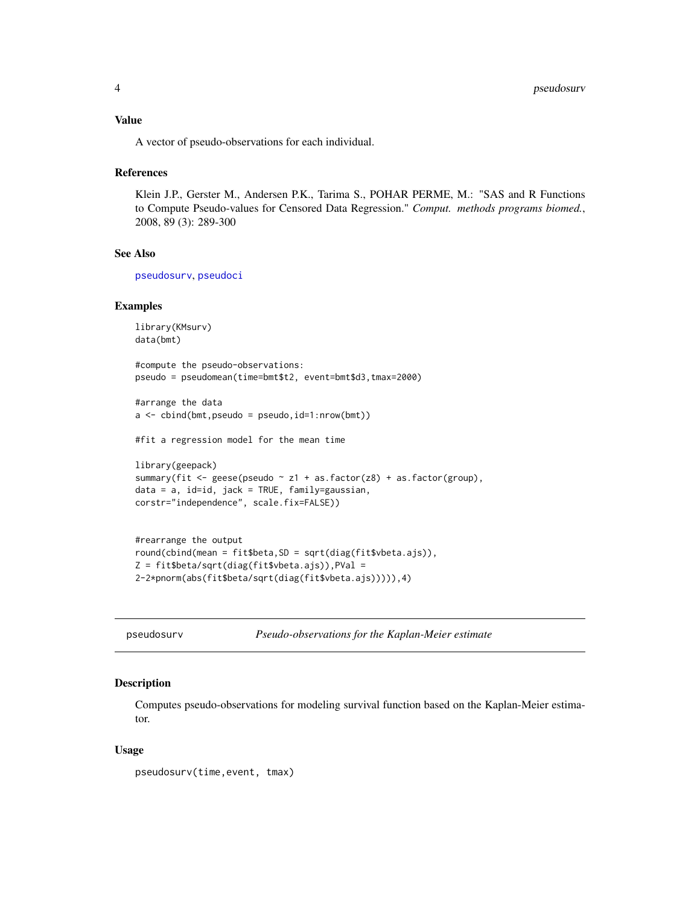### Value

A vector of pseudo-observations for each individual.

### References

Klein J.P., Gerster M., Andersen P.K., Tarima S., POHAR PERME, M.: "SAS and R Functions to Compute Pseudo-values for Censored Data Regression." *Comput. methods programs biomed.*, 2008, 89 (3): 289-300

### See Also

pseudosurv, pseudoci

### Examples

```
library(KMsurv)
data(bmt)

#compute the pseudo-observations:
pseudo = pseudomean(time=bmt$t2, event=bmt$d3,tmax=2000)

#arrange the data
a <- cbind(bmt,pseudo = pseudo,id=1:nrow(bmt))

#fit a regression model for the mean time

library(geepack)
summary(fit <- geese(pseudo ~ z1 + as.factor(z8) + as.factor(group),
data = a, id=id, jack = TRUE, family=gaussian,
corstr="independence", scale.fix=FALSE))


#rearrange the output
round(cbind(mean = fit$beta,SD = sqrt(diag(fit$vbeta.ajs)),
Z = fit$beta/sqrt(diag(fit$vbeta.ajs)),PVal =
2-2*pnorm(abs(fit$beta/sqrt(diag(fit$vbeta.ajs))))),4)
```

---

## pseudosurv — *Pseudo-observations for the Kaplan-Meier estimate*

### Description

Computes pseudo-observations for modeling survival function based on the Kaplan-Meier estimator.

### Usage

```
pseudosurv(time,event, tmax)
```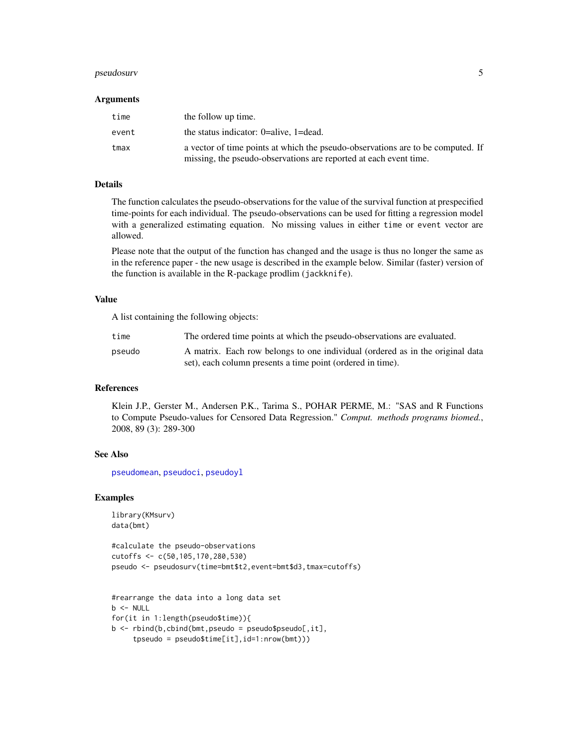## Arguments

| | |
|---|---|
| `time` | the follow up time. |
| `event` | the status indicator: 0=alive, 1=dead. |
| `tmax` | a vector of time points at which the pseudo-observations are to be computed. If missing, the pseudo-observations are reported at each event time. |

## Details

The function calculates the pseudo-observations for the value of the survival function at prespecified time-points for each individual. The pseudo-observations can be used for fitting a regression model with a generalized estimating equation. No missing values in either `time` or `event` vector are allowed.

Please note that the output of the function has changed and the usage is thus no longer the same as in the reference paper - the new usage is described in the example below. Similar (faster) version of the function is available in the R-package prodlim (`jackknife`).

## Value

A list containing the following objects:

| | |
|---|---|
| `time` | The ordered time points at which the pseudo-observations are evaluated. |
| `pseudo` | A matrix. Each row belongs to one individual (ordered as in the original data set), each column presents a time point (ordered in time). |

## References

Klein J.P., Gerster M., Andersen P.K., Tarima S., POHAR PERME, M.: "SAS and R Functions to Compute Pseudo-values for Censored Data Regression." *Comput. methods programs biomed.*, 2008, 89 (3): 289-300

## See Also

`pseudomean`, `pseudoci`, `pseudoyl`

## Examples

```
library(KMsurv)
data(bmt)

#calculate the pseudo-observations
cutoffs <- c(50,105,170,280,530)
pseudo <- pseudosurv(time=bmt$t2,event=bmt$d3,tmax=cutoffs)


#rearrange the data into a long data set
b <- NULL
for(it in 1:length(pseudo$time)){
b <- rbind(b,cbind(bmt,pseudo = pseudo$pseudo[,it],
     tpseudo = pseudo$time[it],id=1:nrow(bmt)))
```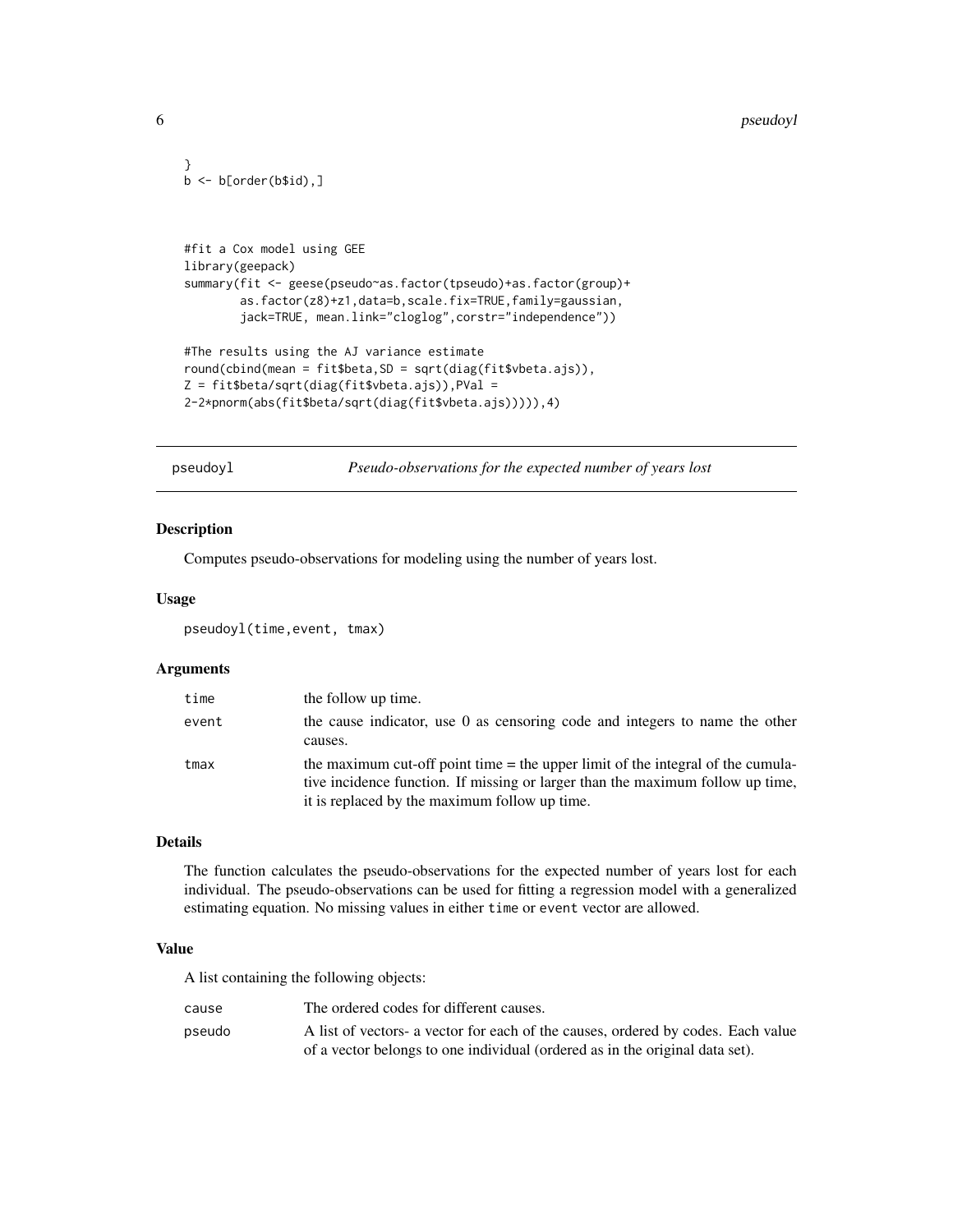```
}
b <- b[order(b$id),]


#fit a Cox model using GEE
library(geepack)
summary(fit <- geese(pseudo~as.factor(tpseudo)+as.factor(group)+
        as.factor(z8)+z1,data=b,scale.fix=TRUE,family=gaussian,
        jack=TRUE, mean.link="cloglog",corstr="independence"))

#The results using the AJ variance estimate
round(cbind(mean = fit$beta,SD = sqrt(diag(fit$vbeta.ajs)),
Z = fit$beta/sqrt(diag(fit$vbeta.ajs)),PVal =
2-2*pnorm(abs(fit$beta/sqrt(diag(fit$vbeta.ajs))))),4)
```

## pseudoyl — *Pseudo-observations for the expected number of years lost*

### Description

Computes pseudo-observations for modeling using the number of years lost.

### Usage

```
pseudoyl(time,event, tmax)
```

### Arguments

| | |
|---|---|
| `time` | the follow up time. |
| `event` | the cause indicator, use 0 as censoring code and integers to name the other causes. |
| `tmax` | the maximum cut-off point time = the upper limit of the integral of the cumulative incidence function. If missing or larger than the maximum follow up time, it is replaced by the maximum follow up time. |

### Details

The function calculates the pseudo-observations for the expected number of years lost for each individual. The pseudo-observations can be used for fitting a regression model with a generalized estimating equation. No missing values in either `time` or `event` vector are allowed.

### Value

A list containing the following objects:

| | |
|---|---|
| `cause` | The ordered codes for different causes. |
| `pseudo` | A list of vectors- a vector for each of the causes, ordered by codes. Each value of a vector belongs to one individual (ordered as in the original data set). |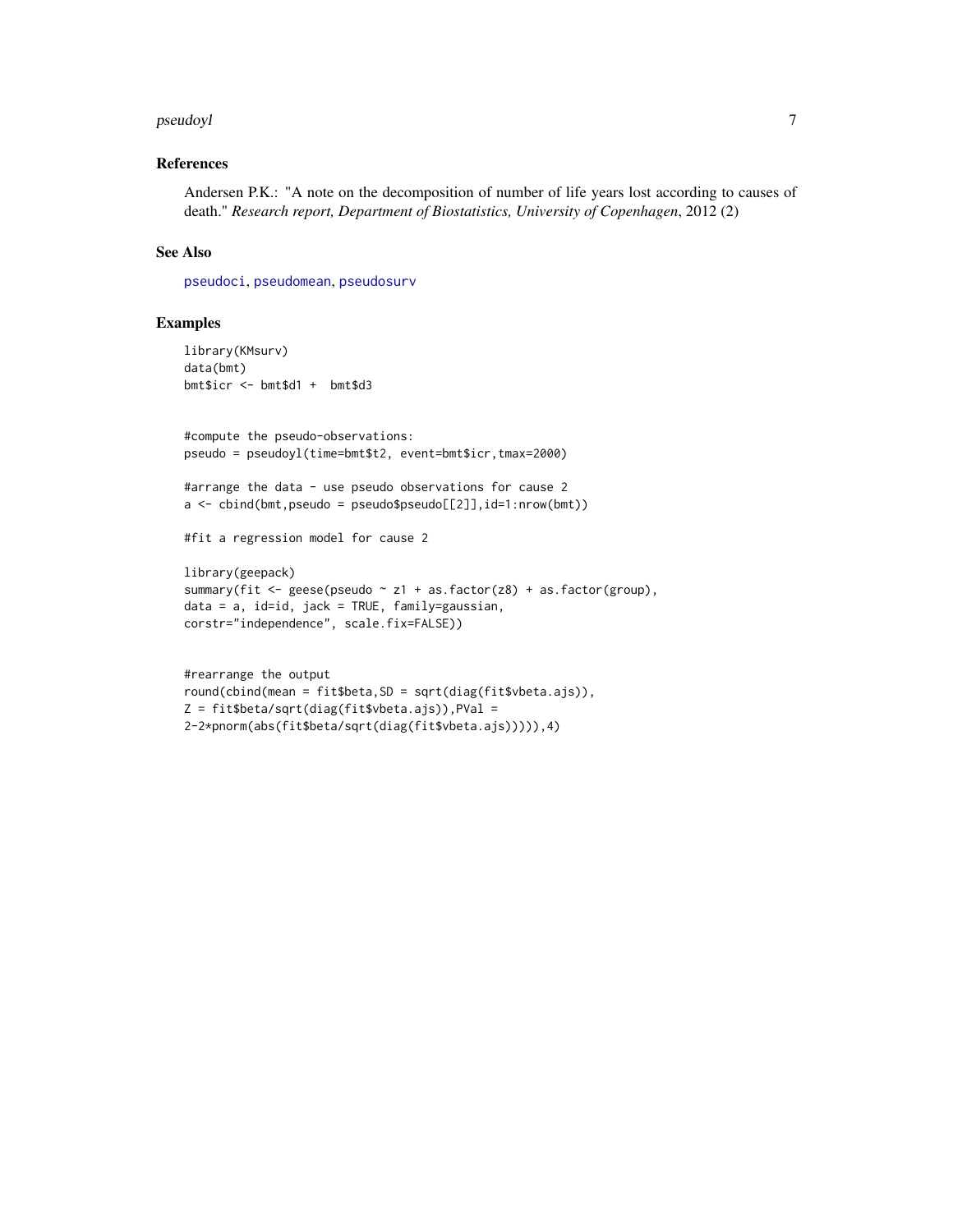## References

Andersen P.K.: "A note on the decomposition of number of life years lost according to causes of death." *Research report, Department of Biostatistics, University of Copenhagen*, 2012 (2)

## See Also

pseudoci, pseudomean, pseudosurv

## Examples

```
library(KMsurv)
data(bmt)
bmt$icr <- bmt$d1 +  bmt$d3


#compute the pseudo-observations:
pseudo = pseudoyl(time=bmt$t2, event=bmt$icr,tmax=2000)

#arrange the data - use pseudo observations for cause 2
a <- cbind(bmt,pseudo = pseudo$pseudo[[2]],id=1:nrow(bmt))

#fit a regression model for cause 2

library(geepack)
summary(fit <- geese(pseudo ~ z1 + as.factor(z8) + as.factor(group),
data = a, id=id, jack = TRUE, family=gaussian,
corstr="independence", scale.fix=FALSE))


#rearrange the output
round(cbind(mean = fit$beta,SD = sqrt(diag(fit$vbeta.ajs)),
Z = fit$beta/sqrt(diag(fit$vbeta.ajs)),PVal =
2-2*pnorm(abs(fit$beta/sqrt(diag(fit$vbeta.ajs))))),4)
```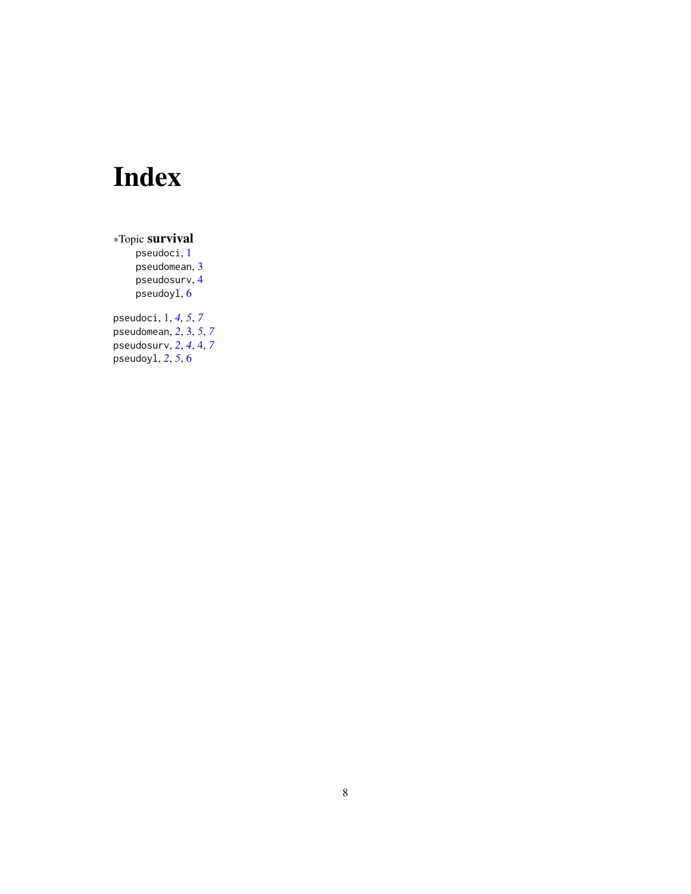# Index

*Topic **survival**

- pseudoci, 1
- pseudomean, 3
- pseudosurv, 4
- pseudoyl, 6

pseudoci, 1, *4*, *5*, *7*
pseudomean, *2*, 3, *5*, *7*
pseudosurv, *2*, *4*, 4, *7*
pseudoyl, *2*, *5*, 6